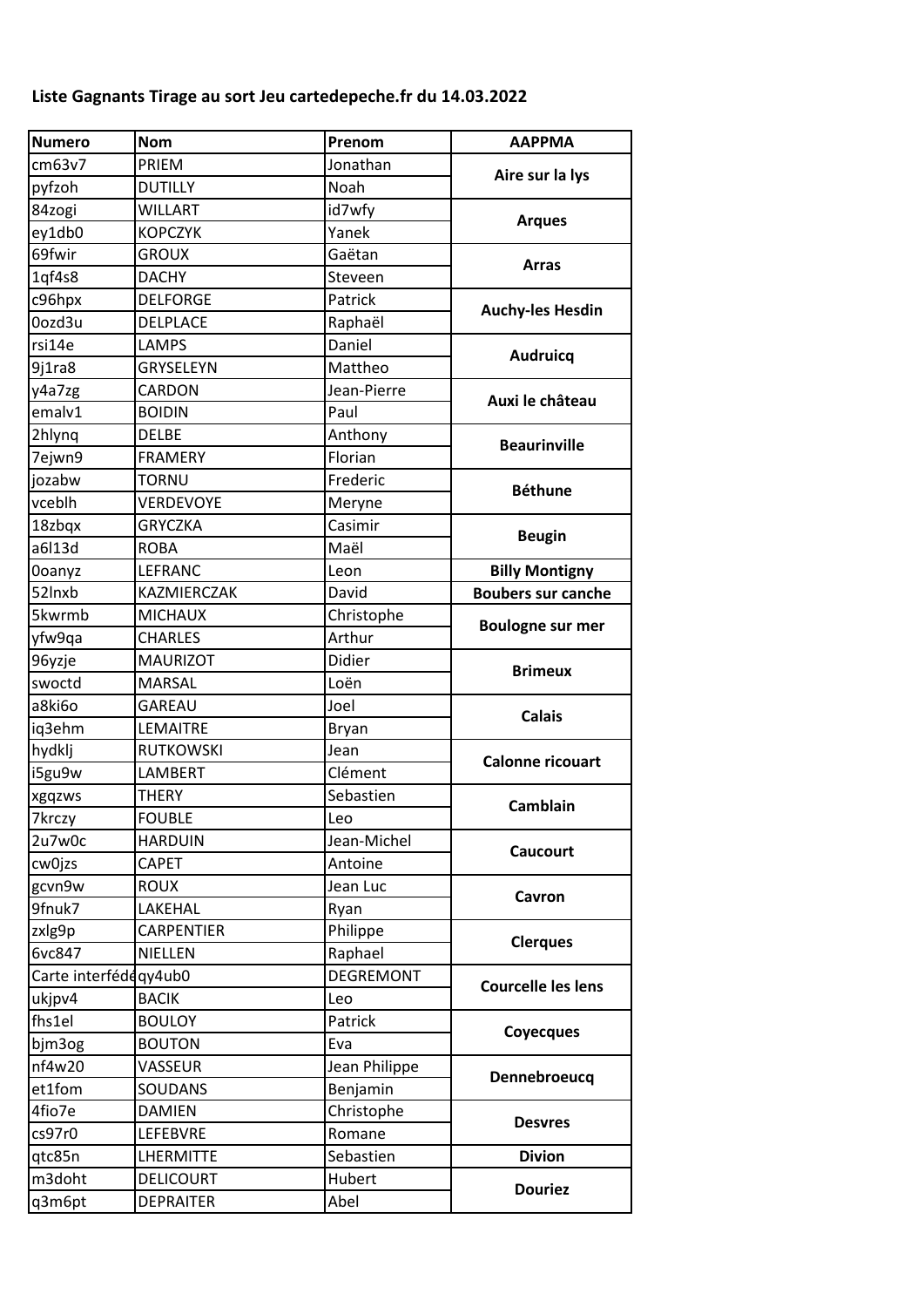**Liste Gagnants Tirage au sort Jeu cartedepeche.fr du 14.03.2022**

| Numero | Nom | Prenom | AAPPMA |
|---|---|---|---|
| cm63v7 | PRIEM | Jonathan | Aire sur la lys |
| pyfzoh | DUTILLY | Noah | |
| 84zogi | WILLART | id7wfy | Arques |
| ey1db0 | KOPCZYK | Yanek | |
| 69fwir | GROUX | Gaëtan | Arras |
| 1qf4s8 | DACHY | Steveen | |
| c96hpx | DELFORGE | Patrick | Auchy-les Hesdin |
| 0ozd3u | DELPLACE | Raphaël | |
| rsi14e | LAMPS | Daniel | Audruicq |
| 9j1ra8 | GRYSELEYN | Mattheo | |
| y4a7zg | CARDON | Jean-Pierre | Auxi le château |
| emalv1 | BOIDIN | Paul | |
| 2hlynq | DELBE | Anthony | Beaurinville |
| 7ejwn9 | FRAMERY | Florian | |
| jozabw | TORNU | Frederic | Béthune |
| vceblh | VERDEVOYE | Meryne | |
| 18zbqx | GRYCZKA | Casimir | Beugin |
| a6l13d | ROBA | Maël | |
| 0oanyz | LEFRANC | Leon | Billy Montigny |
| 52lnxb | KAZMIERCZAK | David | Boubers sur canche |
| 5kwrmb | MICHAUX | Christophe | Boulogne sur mer |
| yfw9qa | CHARLES | Arthur | |
| 96yzje | MAURIZOT | Didier | Brimeux |
| swoctd | MARSAL | Loën | |
| a8ki6o | GAREAU | Joel | Calais |
| iq3ehm | LEMAITRE | Bryan | |
| hydklj | RUTKOWSKI | Jean | Calonne ricouart |
| i5gu9w | LAMBERT | Clément | |
| xgqzws | THERY | Sebastien | Camblain |
| 7krczy | FOUBLE | Leo | |
| 2u7w0c | HARDUIN | Jean-Michel | Caucourt |
| cw0jzs | CAPET | Antoine | |
| gcvn9w | ROUX | Jean Luc | Cavron |
| 9fnuk7 | LAKEHAL | Ryan | |
| zxlg9p | CARPENTIER | Philippe | Clerques |
| 6vc847 | NIELLEN | Raphael | |
| Carte interféde | qy4ub0 | DEGREMONT | Courcelle les lens |
| ukjpv4 | BACIK | Leo | |
| fhs1el | BOULOY | Patrick | Coyecques |
| bjm3og | BOUTON | Eva | |
| nf4w20 | VASSEUR | Jean Philippe | Dennebroeucq |
| et1fom | SOUDANS | Benjamin | |
| 4fio7e | DAMIEN | Christophe | Desvres |
| cs97r0 | LEFEBVRE | Romane | |
| qtc85n | LHERMITTE | Sebastien | Divion |
| m3doht | DELICOURT | Hubert | Douriez |
| q3m6pt | DEPRAITER | Abel | |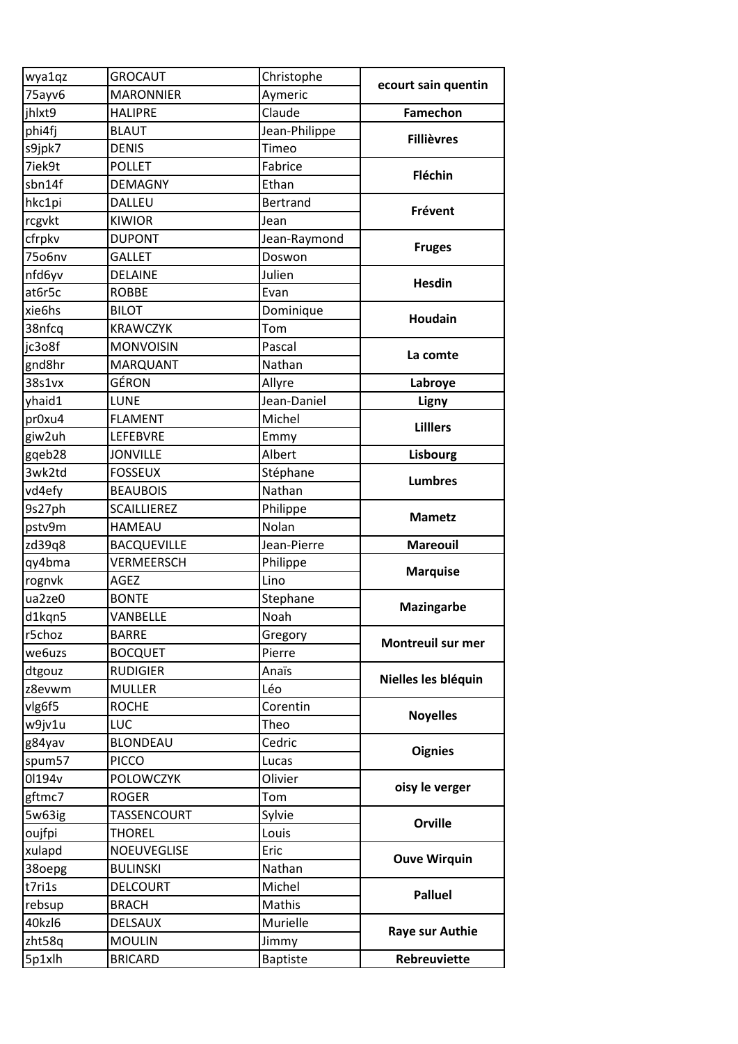| | | | |
|---|---|---|---|
| wya1qz | GROCAUT | Christophe | **ecourt sain quentin** |
| 75ayv6 | MARONNIER | Aymeric | |
| jhlxt9 | HALIPRE | Claude | **Famechon** |
| phi4fj | BLAUT | Jean-Philippe | **Fillièvres** |
| s9jpk7 | DENIS | Timeo | |
| 7iek9t | POLLET | Fabrice | **Fléchin** |
| sbn14f | DEMAGNY | Ethan | |
| hkc1pi | DALLEU | Bertrand | **Frévent** |
| rcgvkt | KIWIOR | Jean | |
| cfrpkv | DUPONT | Jean-Raymond | **Fruges** |
| 75o6nv | GALLET | Doswon | |
| nfd6yv | DELAINE | Julien | **Hesdin** |
| at6r5c | ROBBE | Evan | |
| xie6hs | BILOT | Dominique | **Houdain** |
| 38nfcq | KRAWCZYK | Tom | |
| jc3o8f | MONVOISIN | Pascal | **La comte** |
| gnd8hr | MARQUANT | Nathan | |
| 38s1vx | GÉRON | Allyre | **Labroye** |
| yhaid1 | LUNE | Jean-Daniel | **Ligny** |
| pr0xu4 | FLAMENT | Michel | **Lilllers** |
| giw2uh | LEFEBVRE | Emmy | |
| gqeb28 | JONVILLE | Albert | **Lisbourg** |
| 3wk2td | FOSSEUX | Stéphane | **Lumbres** |
| vd4efy | BEAUBOIS | Nathan | |
| 9s27ph | SCAILLIEREZ | Philippe | **Mametz** |
| pstv9m | HAMEAU | Nolan | |
| zd39q8 | BACQUEVILLE | Jean-Pierre | **Mareouil** |
| qy4bma | VERMEERSCH | Philippe | **Marquise** |
| rognvk | AGEZ | Lino | |
| ua2ze0 | BONTE | Stephane | **Mazingarbe** |
| d1kqn5 | VANBELLE | Noah | |
| r5choz | BARRE | Gregory | **Montreuil sur mer** |
| we6uzs | BOCQUET | Pierre | |
| dtgouz | RUDIGIER | Anaïs | **Nielles les bléquin** |
| z8evwm | MULLER | Léo | |
| vlg6f5 | ROCHE | Corentin | **Noyelles** |
| w9jv1u | LUC | Theo | |
| g84yav | BLONDEAU | Cedric | **Oignies** |
| spum57 | PICCO | Lucas | |
| 0l194v | POLOWCZYK | Olivier | **oisy le verger** |
| gftmc7 | ROGER | Tom | |
| 5w63ig | TASSENCOURT | Sylvie | **Orville** |
| oujfpi | THOREL | Louis | |
| xulapd | NOEUVEGLISE | Eric | **Ouve Wirquin** |
| 38oepg | BULINSKI | Nathan | |
| t7ri1s | DELCOURT | Michel | **Palluel** |
| rebsup | BRACH | Mathis | |
| 40kzl6 | DELSAUX | Murielle | **Raye sur Authie** |
| zht58q | MOULIN | Jimmy | |
| 5p1xlh | BRICARD | Baptiste | **Rebreuviette** |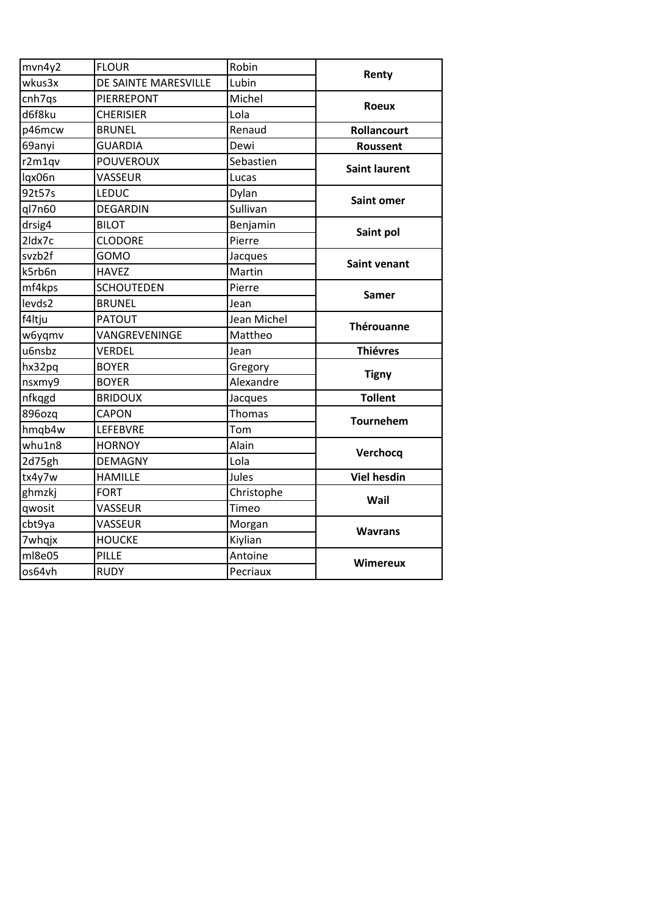| | | | |
|---|---|---|---|
| mvn4y2 | FLOUR | Robin | **Renty** |
| wkus3x | DE SAINTE MARESVILLE | Lubin | |
| cnh7qs | PIERREPONT | Michel | **Roeux** |
| d6f8ku | CHERISIER | Lola | |
| p46mcw | BRUNEL | Renaud | **Rollancourt** |
| 69anyi | GUARDIA | Dewi | **Roussent** |
| r2m1qv | POUVEROUX | Sebastien | **Saint laurent** |
| lqx06n | VASSEUR | Lucas | |
| 92t57s | LEDUC | Dylan | **Saint omer** |
| ql7n60 | DEGARDIN | Sullivan | |
| drsig4 | BILOT | Benjamin | **Saint pol** |
| 2ldx7c | CLODORE | Pierre | |
| svzb2f | GOMO | Jacques | **Saint venant** |
| k5rb6n | HAVEZ | Martin | |
| mf4kps | SCHOUTEDEN | Pierre | **Samer** |
| levds2 | BRUNEL | Jean | |
| f4ltju | PATOUT | Jean Michel | **Thérouanne** |
| w6yqmv | VANGREVENINGE | Mattheo | |
| u6nsbz | VERDEL | Jean | **Thiévres** |
| hx32pq | BOYER | Gregory | **Tigny** |
| nsxmy9 | BOYER | Alexandre | |
| nfkqgd | BRIDOUX | Jacques | **Tollent** |
| 896ozq | CAPON | Thomas | **Tournehem** |
| hmqb4w | LEFEBVRE | Tom | |
| whu1n8 | HORNOY | Alain | **Verchocq** |
| 2d75gh | DEMAGNY | Lola | |
| tx4y7w | HAMILLE | Jules | **Viel hesdin** |
| ghmzkj | FORT | Christophe | **Wail** |
| qwosit | VASSEUR | Timeo | |
| cbt9ya | VASSEUR | Morgan | **Wavrans** |
| 7whqjx | HOUCKE | Kiylian | |
| ml8e05 | PILLE | Antoine | **Wimereux** |
| os64vh | RUDY | Pecriaux | |